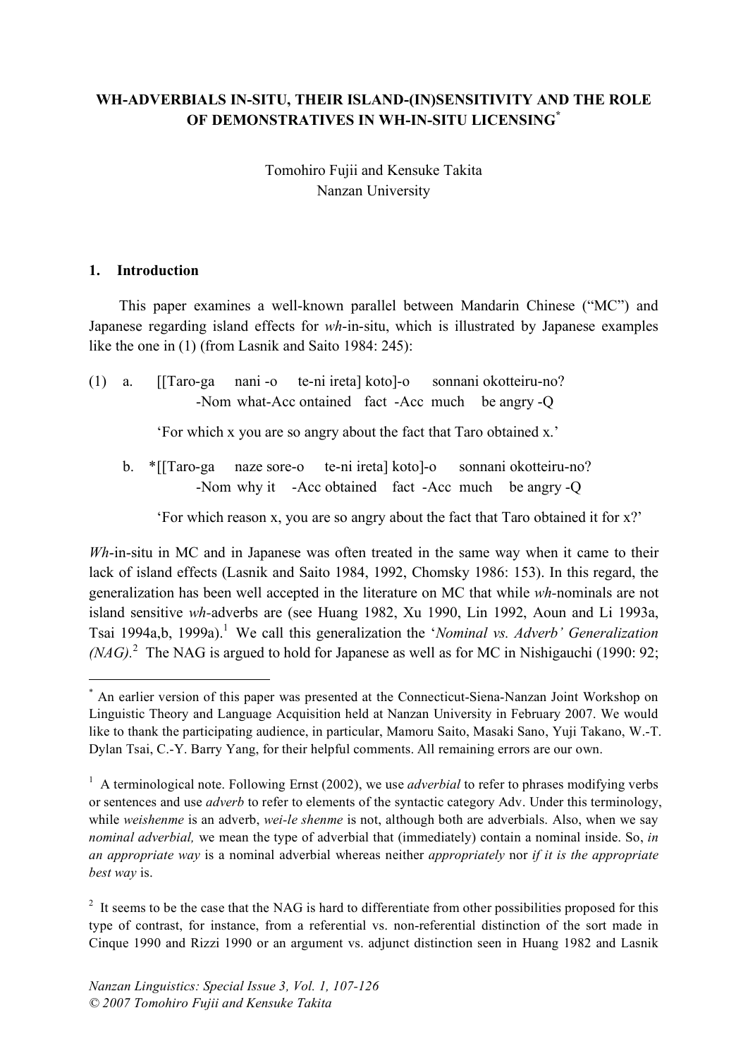# WH-ADVERBIALS IN-SITU, THEIR ISLAND-(IN)SENSITIVITY AND THE ROLE OF DEMONSTRATIVES IN WH-IN-SITU LICENSING*

Tomohiro Fujii and Kensuke Takita
Nanzan University

## 1. Introduction

This paper examines a well-known parallel between Mandarin Chinese ("MC") and Japanese regarding island effects for *wh*-in-situ, which is illustrated by Japanese examples like the one in (1) (from Lasnik and Saito 1984: 245):

(1) a. [[Taro-ga nani -o te-ni ireta] koto]-o sonnani okotteiru-no?
 -Nom what-Acc ontained fact -Acc much be angry -Q

 'For which x you are so angry about the fact that Taro obtained x.'

 b. *[[Taro-ga naze sore-o te-ni ireta] koto]-o sonnani okotteiru-no?
 -Nom why it -Acc obtained fact -Acc much be angry -Q

 'For which reason x, you are so angry about the fact that Taro obtained it for x?'

*Wh*-in-situ in MC and in Japanese was often treated in the same way when it came to their lack of island effects (Lasnik and Saito 1984, 1992, Chomsky 1986: 153). In this regard, the generalization has been well accepted in the literature on MC that while *wh*-nominals are not island sensitive *wh*-adverbs are (see Huang 1982, Xu 1990, Lin 1992, Aoun and Li 1993a, Tsai 1994a,b, 1999a).[1] We call this generalization the '*Nominal vs. Adverb' Generalization (NAG).*[2] The NAG is argued to hold for Japanese as well as for MC in Nishigauchi (1990: 92;

---

[*] An earlier version of this paper was presented at the Connecticut-Siena-Nanzan Joint Workshop on Linguistic Theory and Language Acquisition held at Nanzan University in February 2007. We would like to thank the participating audience, in particular, Mamoru Saito, Masaki Sano, Yuji Takano, W.-T. Dylan Tsai, C.-Y. Barry Yang, for their helpful comments. All remaining errors are our own.

[1] A terminological note. Following Ernst (2002), we use *adverbial* to refer to phrases modifying verbs or sentences and use *adverb* to refer to elements of the syntactic category Adv. Under this terminology, while *weishenme* is an adverb, *wei-le shenme* is not, although both are adverbials. Also, when we say *nominal adverbial,* we mean the type of adverbial that (immediately) contain a nominal inside. So, *in an appropriate way* is a nominal adverbial whereas neither *appropriately* nor *if it is the appropriate best way* is.

[2] It seems to be the case that the NAG is hard to differentiate from other possibilities proposed for this type of contrast, for instance, from a referential vs. non-referential distinction of the sort made in Cinque 1990 and Rizzi 1990 or an argument vs. adjunct distinction seen in Huang 1982 and Lasnik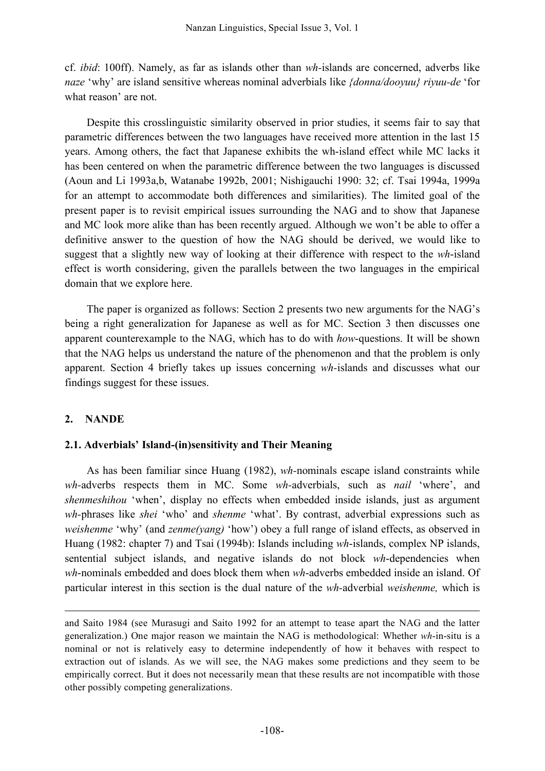cf. *ibid*: 100ff). Namely, as far as islands other than *wh*-islands are concerned, adverbs like *naze* 'why' are island sensitive whereas nominal adverbials like *{donna/dooyuu} riyuu-de* 'for what reason' are not.

Despite this crosslinguistic similarity observed in prior studies, it seems fair to say that parametric differences between the two languages have received more attention in the last 15 years. Among others, the fact that Japanese exhibits the wh-island effect while MC lacks it has been centered on when the parametric difference between the two languages is discussed (Aoun and Li 1993a,b, Watanabe 1992b, 2001; Nishigauchi 1990: 32; cf. Tsai 1994a, 1999a for an attempt to accommodate both differences and similarities). The limited goal of the present paper is to revisit empirical issues surrounding the NAG and to show that Japanese and MC look more alike than has been recently argued. Although we won't be able to offer a definitive answer to the question of how the NAG should be derived, we would like to suggest that a slightly new way of looking at their difference with respect to the *wh*-island effect is worth considering, given the parallels between the two languages in the empirical domain that we explore here.

The paper is organized as follows: Section 2 presents two new arguments for the NAG's being a right generalization for Japanese as well as for MC. Section 3 then discusses one apparent counterexample to the NAG, which has to do with *how*-questions. It will be shown that the NAG helps us understand the nature of the phenomenon and that the problem is only apparent. Section 4 briefly takes up issues concerning *wh*-islands and discusses what our findings suggest for these issues.

## 2. NANDE

### 2.1. Adverbials' Island-(in)sensitivity and Their Meaning

As has been familiar since Huang (1982), *wh*-nominals escape island constraints while *wh*-adverbs respects them in MC. Some *wh*-adverbials, such as *nail* 'where', and *shenmeshihou* 'when', display no effects when embedded inside islands, just as argument *wh*-phrases like *shei* 'who' and *shenme* 'what'. By contrast, adverbial expressions such as *weishenme* 'why' (and *zenme(yang)* 'how') obey a full range of island effects, as observed in Huang (1982: chapter 7) and Tsai (1994b): Islands including *wh*-islands, complex NP islands, sentential subject islands, and negative islands do not block *wh*-dependencies when *wh*-nominals embedded and does block them when *wh*-adverbs embedded inside an island. Of particular interest in this section is the dual nature of the *wh*-adverbial *weishenme,* which is

---

and Saito 1984 (see Murasugi and Saito 1992 for an attempt to tease apart the NAG and the latter generalization.) One major reason we maintain the NAG is methodological: Whether *wh*-in-situ is a nominal or not is relatively easy to determine independently of how it behaves with respect to extraction out of islands. As we will see, the NAG makes some predictions and they seem to be empirically correct. But it does not necessarily mean that these results are not incompatible with those other possibly competing generalizations.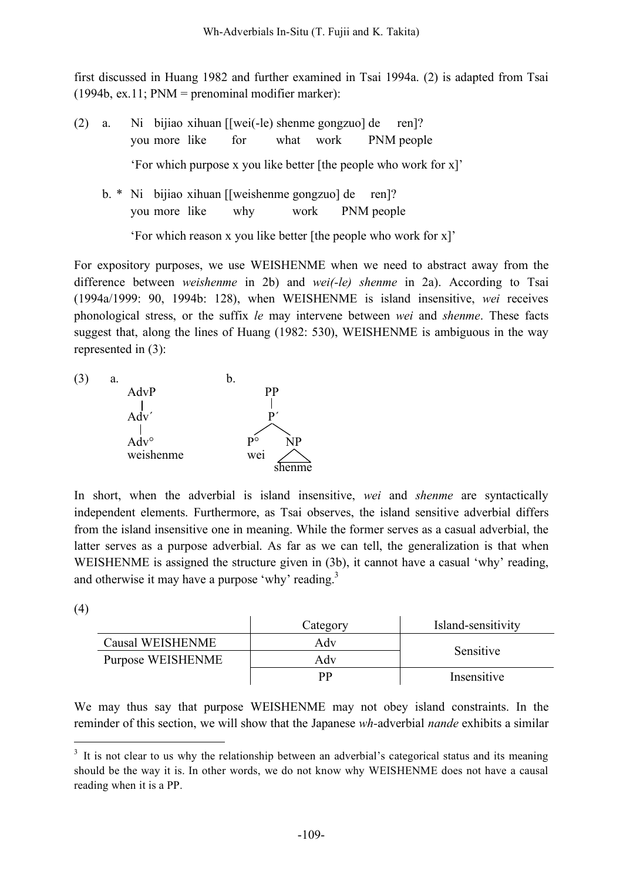first discussed in Huang 1982 and further examined in Tsai 1994a. (2) is adapted from Tsai (1994b, ex.11; PNM = prenominal modifier marker):

(2) a. Ni bijiao xihuan [[wei(-le) shenme gongzuo] de ren]?
  you more like for what work PNM people
  'For which purpose x you like better [the people who work for x]'

 b. * Ni bijiao xihuan [[weishenme gongzuo] de ren]?
  you more like why work PNM people
  'For which reason x you like better [the people who work for x]'

For expository purposes, we use WEISHENME when we need to abstract away from the difference between *weishenme* in 2b) and *wei(-le) shenme* in 2a). According to Tsai (1994a/1999: 90, 1994b: 128), when WEISHENME is island insensitive, *wei* receives phonological stress, or the suffix *le* may intervene between *wei* and *shenme*. These facts suggest that, along the lines of Huang (1982: 530), WEISHENME is ambiguous in the way represented in (3):

(3) a. [AdvP [Adv′ [Adv° weishenme]]]  b. [PP [P′ [P° wei] [NP shenme]]]

In short, when the adverbial is island insensitive, *wei* and *shenme* are syntactically independent elements. Furthermore, as Tsai observes, the island sensitive adverbial differs from the island insensitive one in meaning. While the former serves as a casual adverbial, the latter serves as a purpose adverbial. As far as we can tell, the generalization is that when WEISHENME is assigned the structure given in (3b), it cannot have a casual 'why' reading, and otherwise it may have a purpose 'why' reading.[3]

(4)

| | Category | Island-sensitivity |
|---|---|---|
| Causal WEISHENME | Adv | Sensitive |
| Purpose WEISHENME | Adv | |
| | PP | Insensitive |

We may thus say that purpose WEISHENME may not obey island constraints. In the reminder of this section, we will show that the Japanese *wh*-adverbial *nande* exhibits a similar

[3] It is not clear to us why the relationship between an adverbial's categorical status and its meaning should be the way it is. In other words, we do not know why WEISHENME does not have a causal reading when it is a PP.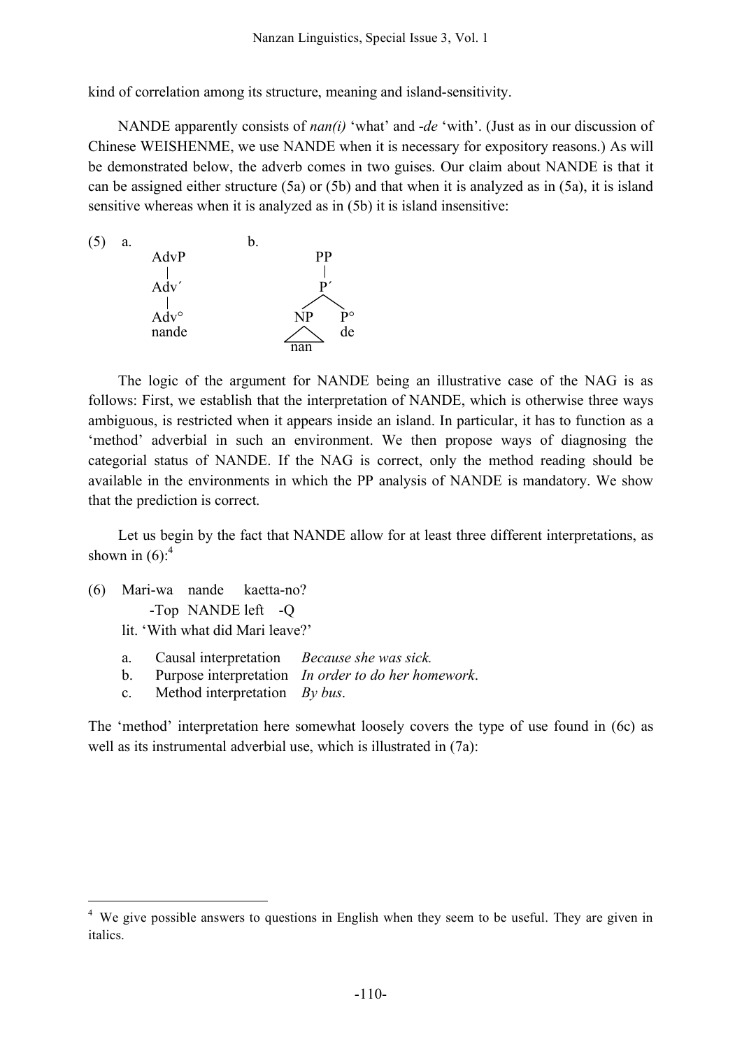kind of correlation among its structure, meaning and island-sensitivity.

NANDE apparently consists of *nan(i)* 'what' and *-de* 'with'. (Just as in our discussion of Chinese WEISHENME, we use NANDE when it is necessary for expository reasons.) As will be demonstrated below, the adverb comes in two guises. Our claim about NANDE is that it can be assigned either structure (5a) or (5b) and that when it is analyzed as in (5a), it is island sensitive whereas when it is analyzed as in (5b) it is island insensitive:

```
(5)  a.                    b.
        AdvP                      PP
         |                         |
        Adv´                       P´
         |                       /    \
        Adv°                    NP     P°
        nande                  /__\    de
                               nan
```

The logic of the argument for NANDE being an illustrative case of the NAG is as follows: First, we establish that the interpretation of NANDE, which is otherwise three ways ambiguous, is restricted when it appears inside an island. In particular, it has to function as a 'method' adverbial in such an environment. We then propose ways of diagnosing the categorial status of NANDE. If the NAG is correct, only the method reading should be available in the environments in which the PP analysis of NANDE is mandatory. We show that the prediction is correct.

Let us begin by the fact that NANDE allow for at least three different interpretations, as shown in (6):[4]

(6) Mari-wa nande kaetta-no?
  -Top NANDE left -Q
  lit. 'With what did Mari leave?'

  a. Causal interpretation *Because she was sick.*
  b. Purpose interpretation *In order to do her homework.*
  c. Method interpretation *By bus.*

The 'method' interpretation here somewhat loosely covers the type of use found in (6c) as well as its instrumental adverbial use, which is illustrated in (7a):

---

[4] We give possible answers to questions in English when they seem to be useful. They are given in italics.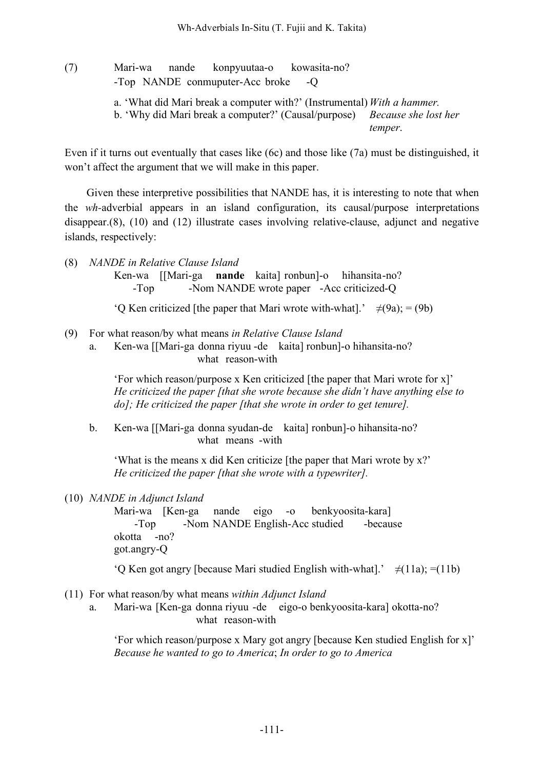(7) Mari-wa nande konpyuutaa-o kowasita-no?
    -Top NANDE conmuputer-Acc broke -Q

    a. 'What did Mari break a computer with?' (Instrumental) *With a hammer.*
    b. 'Why did Mari break a computer?' (Causal/purpose) *Because she lost her temper*.

Even if it turns out eventually that cases like (6c) and those like (7a) must be distinguished, it won't affect the argument that we will make in this paper.

Given these interpretive possibilities that NANDE has, it is interesting to note that when the *wh*-adverbial appears in an island configuration, its causal/purpose interpretations disappear.(8), (10) and (12) illustrate cases involving relative-clause, adjunct and negative islands, respectively:

(8) *NANDE in Relative Clause Island*
    Ken-wa [[Mari-ga **nande** kaita] ronbun]-o hihansita-no?
    -Top -Nom NANDE wrote paper -Acc criticized-Q

    'Q Ken criticized [the paper that Mari wrote with-what].' ≠(9a); = (9b)

(9) For what reason/by what means *in Relative Clause Island*
    a. Ken-wa [[Mari-ga donna riyuu -de kaita] ronbun]-o hihansita-no?
       what reason-with

       'For which reason/purpose x Ken criticized [the paper that Mari wrote for x]'
       *He criticized the paper [that she wrote because she didn't have anything else to do]; He criticized the paper [that she wrote in order to get tenure].*

    b. Ken-wa [[Mari-ga donna syudan-de kaita] ronbun]-o hihansita-no?
       what means -with

       'What is the means x did Ken criticize [the paper that Mari wrote by x?'
       *He criticized the paper [that she wrote with a typewriter].*

(10) *NANDE in Adjunct Island*
    Mari-wa [Ken-ga nande eigo -o benkyoosita-kara]
    -Top -Nom NANDE English-Acc studied -because
    okotta -no?
    got.angry-Q

    'Q Ken got angry [because Mari studied English with-what].' ≠(11a); =(11b)

(11) For what reason/by what means *within Adjunct Island*
    a. Mari-wa [Ken-ga donna riyuu -de eigo-o benkyoosita-kara] okotta-no?
       what reason-with

       'For which reason/purpose x Mary got angry [because Ken studied English for x]'
       *Because he wanted to go to America*; *In order to go to America*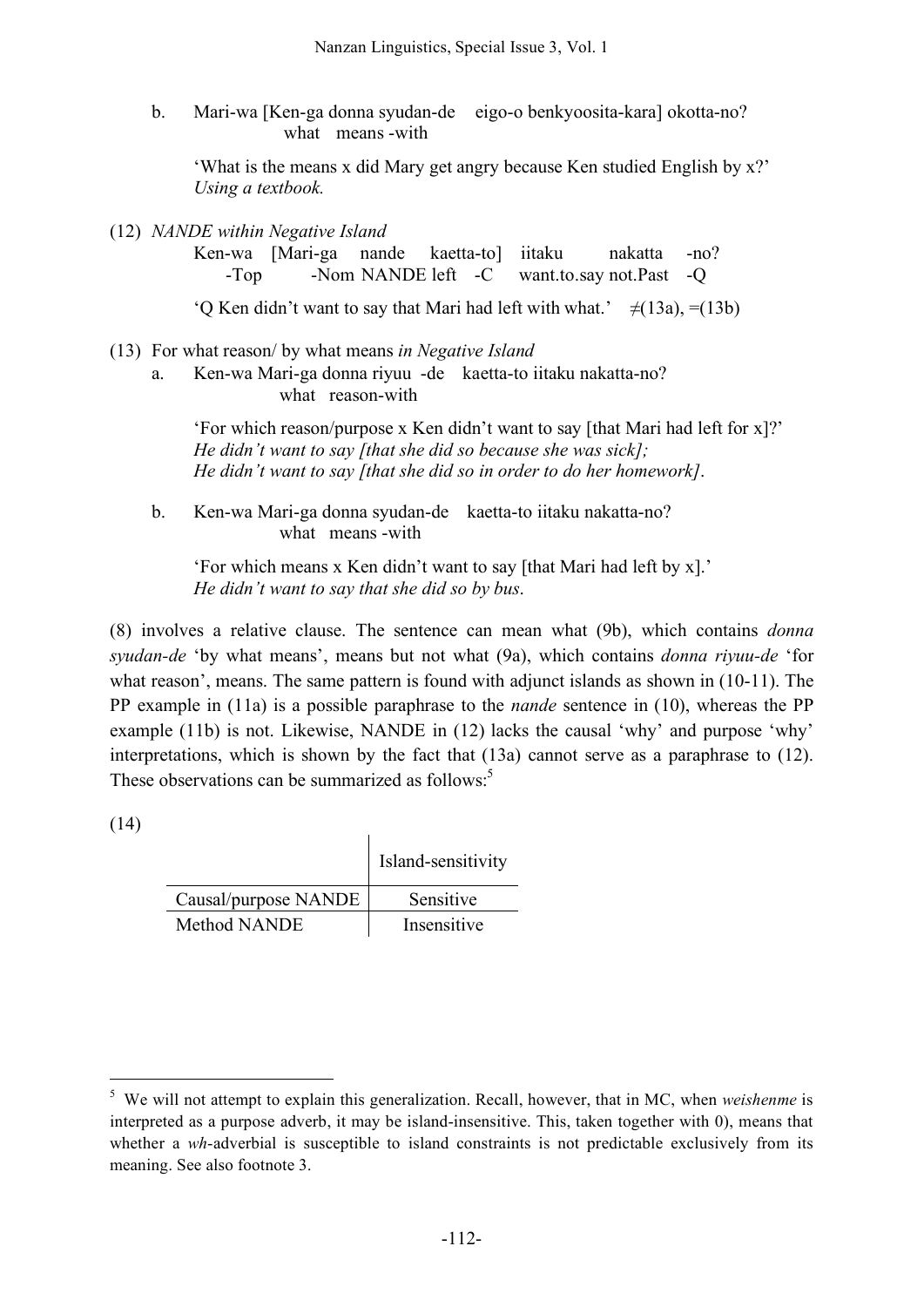b. Mari-wa [Ken-ga donna syudan-de eigo-o benkyoosita-kara] okotta-no?
    what means -with

'What is the means x did Mary get angry because Ken studied English by x?'
*Using a textbook.*

(12) *NANDE within Negative Island*

Ken-wa [Mari-ga nande kaetta-to] iitaku nakatta -no?
-Top -Nom NANDE left -C want.to.say not.Past -Q

'Q Ken didn't want to say that Mari had left with what.' ≠(13a), =(13b)

(13) For what reason/ by what means *in Negative Island*

a. Ken-wa Mari-ga donna riyuu -de kaetta-to iitaku nakatta-no?
    what reason-with

'For which reason/purpose x Ken didn't want to say [that Mari had left for x]?'
*He didn't want to say [that she did so because she was sick];*
*He didn't want to say [that she did so in order to do her homework].*

b. Ken-wa Mari-ga donna syudan-de kaetta-to iitaku nakatta-no?
    what means -with

'For which means x Ken didn't want to say [that Mari had left by x].'
*He didn't want to say that she did so by bus.*

(8) involves a relative clause. The sentence can mean what (9b), which contains *donna syudan-de* 'by what means', means but not what (9a), which contains *donna riyuu-de* 'for what reason', means. The same pattern is found with adjunct islands as shown in (10-11). The PP example in (11a) is a possible paraphrase to the *nande* sentence in (10), whereas the PP example (11b) is not. Likewise, NANDE in (12) lacks the causal 'why' and purpose 'why' interpretations, which is shown by the fact that (13a) cannot serve as a paraphrase to (12). These observations can be summarized as follows:[5]

(14)

| | Island-sensitivity |
|---|---|
| Causal/purpose NANDE | Sensitive |
| Method NANDE | Insensitive |

[5] We will not attempt to explain this generalization. Recall, however, that in MC, when *weishenme* is interpreted as a purpose adverb, it may be island-insensitive. This, taken together with 0), means that whether a *wh*-adverbial is susceptible to island constraints is not predictable exclusively from its meaning. See also footnote 3.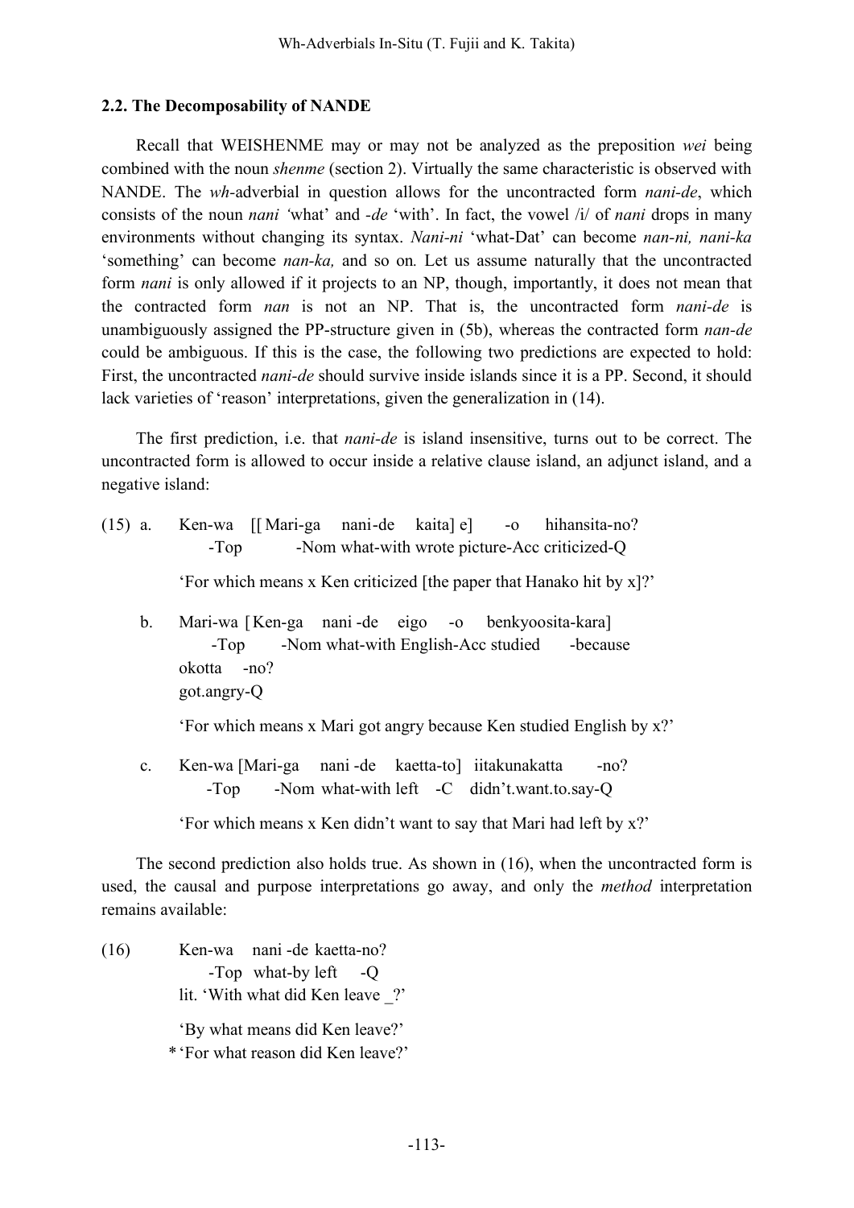### 2.2. The Decomposability of NANDE

Recall that WEISHENME may or may not be analyzed as the preposition *wei* being combined with the noun *shenme* (section 2). Virtually the same characteristic is observed with NANDE. The *wh*-adverbial in question allows for the uncontracted form *nani-de*, which consists of the noun *nani* 'what' and *-de* 'with'. In fact, the vowel /i/ of *nani* drops in many environments without changing its syntax. *Nani-ni* 'what-Dat' can become *nan-ni, nani-ka* 'something' can become *nan-ka,* and so on*.* Let us assume naturally that the uncontracted form *nani* is only allowed if it projects to an NP, though, importantly, it does not mean that the contracted form *nan* is not an NP. That is, the uncontracted form *nani-de* is unambiguously assigned the PP-structure given in (5b), whereas the contracted form *nan-de* could be ambiguous. If this is the case, the following two predictions are expected to hold: First, the uncontracted *nani-de* should survive inside islands since it is a PP. Second, it should lack varieties of 'reason' interpretations, given the generalization in (14).

The first prediction, i.e. that *nani-de* is island insensitive, turns out to be correct. The uncontracted form is allowed to occur inside a relative clause island, an adjunct island, and a negative island:

(15) a. Ken-wa [[ Mari-ga nani-de kaita] e] -o hihansita-no?
  -Top -Nom what-with wrote picture-Acc criticized-Q

  'For which means x Ken criticized [the paper that Hanako hit by x]?'

b. Mari-wa [ Ken-ga nani -de eigo -o benkyoosita-kara]
  -Top -Nom what-with English-Acc studied -because
  okotta -no?
  got.angry-Q

  'For which means x Mari got angry because Ken studied English by x?'

c. Ken-wa [Mari-ga nani -de kaetta-to] iitakunakatta -no?
  -Top -Nom what-with left -C didn't.want.to.say-Q

  'For which means x Ken didn't want to say that Mari had left by x?'

The second prediction also holds true. As shown in (16), when the uncontracted form is used, the causal and purpose interpretations go away, and only the *method* interpretation remains available:

(16) Ken-wa nani -de kaetta-no?
  -Top what-by left -Q
  lit. 'With what did Ken leave _?'

  'By what means did Ken leave?'
  *'For what reason did Ken leave?'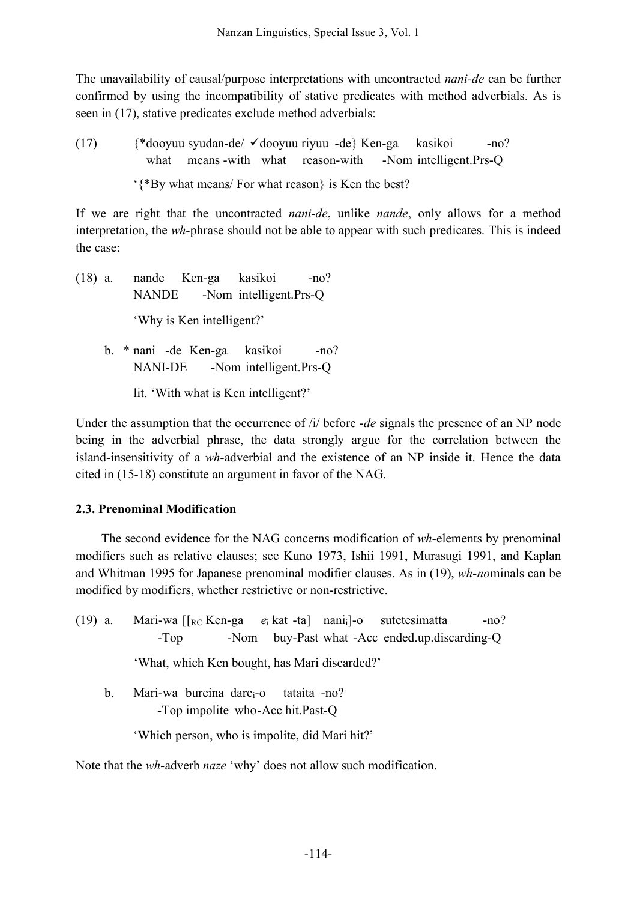The unavailability of causal/purpose interpretations with uncontracted *nani-de* can be further confirmed by using the incompatibility of stative predicates with method adverbials. As is seen in (17), stative predicates exclude method adverbials:

(17) {*dooyuu syudan-de/ ✓dooyuu riyuu -de} Ken-ga kasikoi -no?
what means -with what reason-with -Nom intelligent.Prs-Q

'{*By what means/ For what reason} is Ken the best?

If we are right that the uncontracted *nani-de*, unlike *nande*, only allows for a method interpretation, the *wh*-phrase should not be able to appear with such predicates. This is indeed the case:

(18) a. nande Ken-ga kasikoi -no?
NANDE -Nom intelligent.Prs-Q

'Why is Ken intelligent?'

b. * nani -de Ken-ga kasikoi -no?
NANI-DE -Nom intelligent.Prs-Q

lit. 'With what is Ken intelligent?'

Under the assumption that the occurrence of /i/ before *-de* signals the presence of an NP node being in the adverbial phrase, the data strongly argue for the correlation between the island-insensitivity of a *wh*-adverbial and the existence of an NP inside it. Hence the data cited in (15-18) constitute an argument in favor of the NAG.

### 2.3. Prenominal Modification

The second evidence for the NAG concerns modification of *wh*-elements by prenominal modifiers such as relative clauses; see Kuno 1973, Ishii 1991, Murasugi 1991, and Kaplan and Whitman 1995 for Japanese prenominal modifier clauses. As in (19), *wh-no*minals can be modified by modifiers, whether restrictive or non-restrictive.

(19) a. Mari-wa [[$_{RC}$ Ken-ga $e_i$ kat -ta] $nani_i$]-o sutetesimatta -no?
-Top -Nom buy-Past what -Acc ended.up.discarding-Q

'What, which Ken bought, has Mari discarded?'

b. Mari-wa bureina $dare_i$-o tataita -no?
-Top impolite who-Acc hit.Past-Q

'Which person, who is impolite, did Mari hit?'

Note that the *wh*-adverb *naze* 'why' does not allow such modification.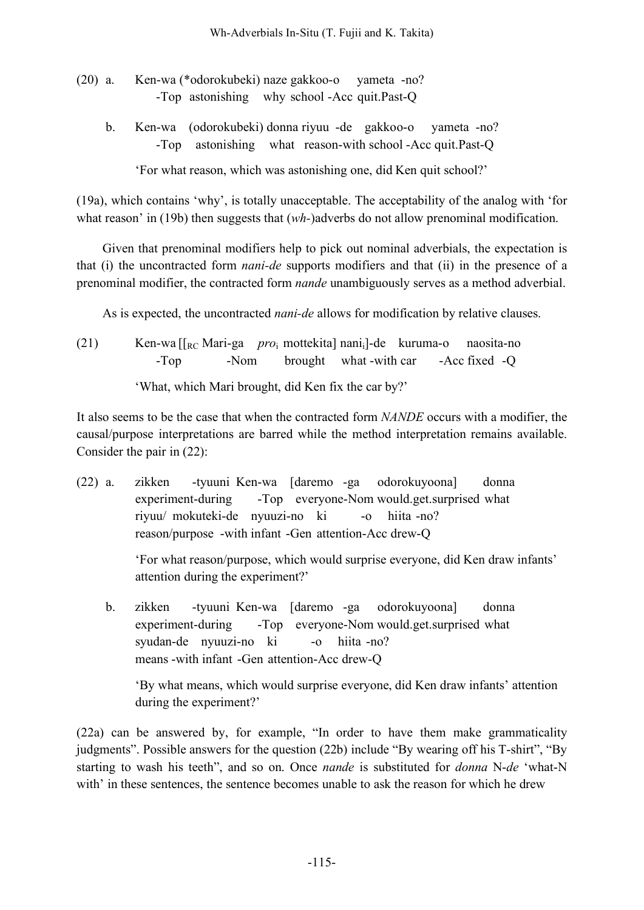(20) a. Ken-wa (*odorokubeki) naze gakkoo-o yameta -no?
　　-Top astonishing why school -Acc quit.Past-Q

b. Ken-wa (odorokubeki) donna riyuu -de gakkoo-o yameta -no?
　　-Top astonishing what reason-with school -Acc quit.Past-Q

　　'For what reason, which was astonishing one, did Ken quit school?'

(19a), which contains 'why', is totally unacceptable. The acceptability of the analog with 'for what reason' in (19b) then suggests that (*wh-*)adverbs do not allow prenominal modification.

Given that prenominal modifiers help to pick out nominal adverbials, the expectation is that (i) the uncontracted form *nani-de* supports modifiers and that (ii) in the presence of a prenominal modifier, the contracted form *nande* unambiguously serves as a method adverbial.

As is expected, the uncontracted *nani-de* allows for modification by relative clauses.

(21) Ken-wa [[$_{RC}$ Mari-ga *pro*$_i$ mottekita] nani$_i$]-de kuruma-o naosita-no
　　-Top -Nom brought what -with car -Acc fixed -Q

　　'What, which Mari brought, did Ken fix the car by?'

It also seems to be the case that when the contracted form *NANDE* occurs with a modifier, the causal/purpose interpretations are barred while the method interpretation remains available. Consider the pair in (22):

(22) a. zikken -tyuuni Ken-wa [daremo -ga odorokuyoona] donna
　　experiment-during -Top everyone-Nom would.get.surprised what
　　riyuu/ mokuteki-de nyuuzi-no ki -o hiita -no?
　　reason/purpose -with infant -Gen attention-Acc drew-Q

　　'For what reason/purpose, which would surprise everyone, did Ken draw infants' attention during the experiment?'

b. zikken -tyuuni Ken-wa [daremo -ga odorokuyoona] donna
　　experiment-during -Top everyone-Nom would.get.surprised what
　　syudan-de nyuuzi-no ki -o hiita -no?
　　means -with infant -Gen attention-Acc drew-Q

　　'By what means, which would surprise everyone, did Ken draw infants' attention during the experiment?'

(22a) can be answered by, for example, "In order to have them make grammaticality judgments". Possible answers for the question (22b) include "By wearing off his T-shirt", "By starting to wash his teeth", and so on. Once *nande* is substituted for *donna* N-*de* 'what-N with' in these sentences, the sentence becomes unable to ask the reason for which he drew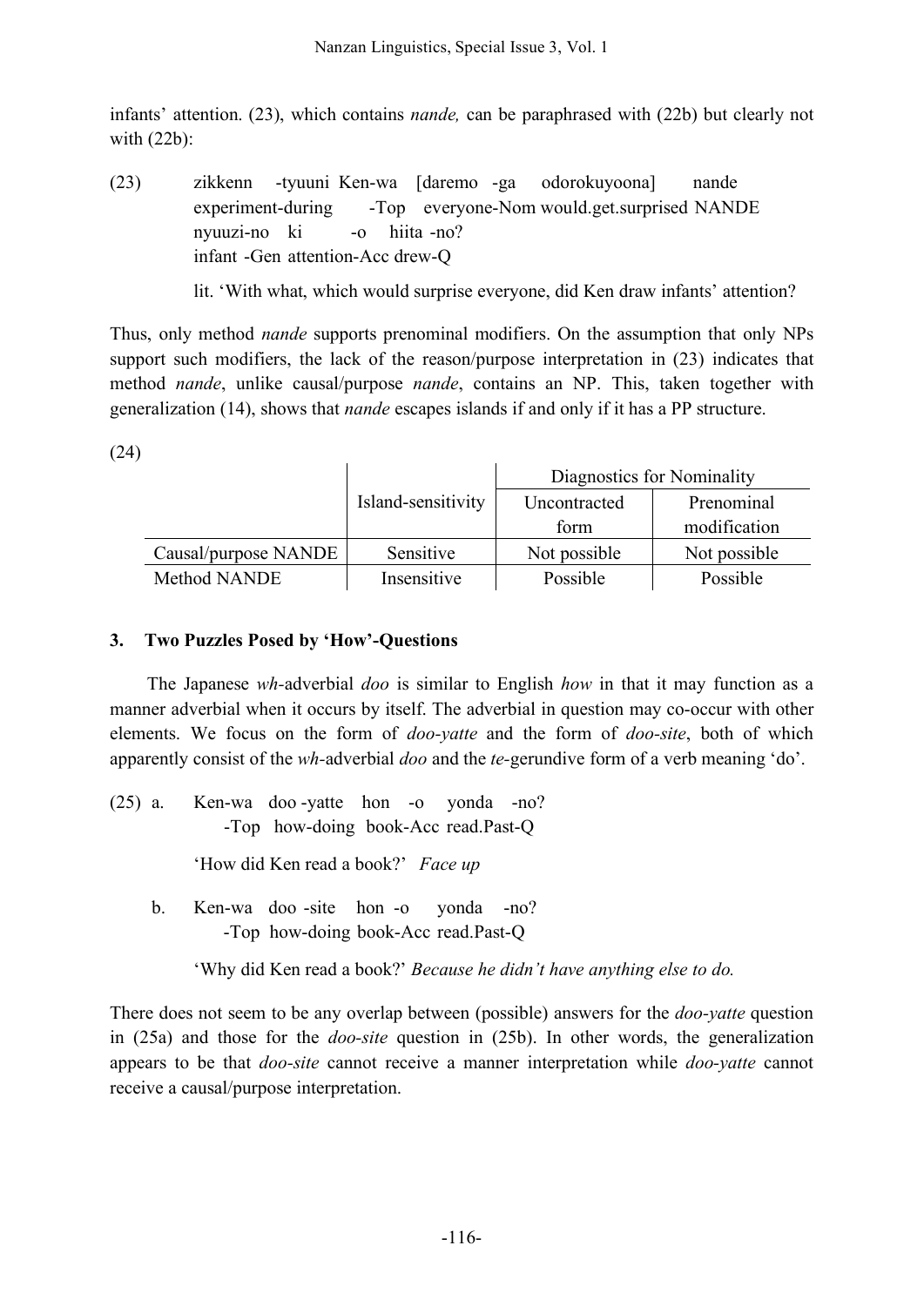infants' attention. (23), which contains *nande,* can be paraphrased with (22b) but clearly not with (22b):

(23) zikkenn -tyuuni Ken-wa [daremo -ga odorokuyoona] nande
experiment-during -Top everyone-Nom would.get.surprised NANDE
nyuuzi-no ki -o hiita -no?
infant -Gen attention-Acc drew-Q

lit. 'With what, which would surprise everyone, did Ken draw infants' attention?

Thus, only method *nande* supports prenominal modifiers. On the assumption that only NPs support such modifiers, the lack of the reason/purpose interpretation in (23) indicates that method *nande*, unlike causal/purpose *nande*, contains an NP. This, taken together with generalization (14), shows that *nande* escapes islands if and only if it has a PP structure.

(24)

| | Island-sensitivity | Diagnostics for Nominality | |
|---|---|---|---|
| | | Uncontracted form | Prenominal modification |
| Causal/purpose NANDE | Sensitive | Not possible | Not possible |
| Method NANDE | Insensitive | Possible | Possible |

### 3. Two Puzzles Posed by 'How'-Questions

The Japanese *wh*-adverbial *doo* is similar to English *how* in that it may function as a manner adverbial when it occurs by itself. The adverbial in question may co-occur with other elements. We focus on the form of *doo-yatte* and the form of *doo-site*, both of which apparently consist of the *wh*-adverbial *doo* and the *te*-gerundive form of a verb meaning 'do'.

(25) a. Ken-wa doo -yatte hon -o yonda -no?
-Top how-doing book-Acc read.Past-Q

'How did Ken read a book?' *Face up*

b. Ken-wa doo -site hon -o yonda -no?
-Top how-doing book-Acc read.Past-Q

'Why did Ken read a book?' *Because he didn't have anything else to do.*

There does not seem to be any overlap between (possible) answers for the *doo-yatte* question in (25a) and those for the *doo-site* question in (25b). In other words, the generalization appears to be that *doo-site* cannot receive a manner interpretation while *doo-yatte* cannot receive a causal/purpose interpretation.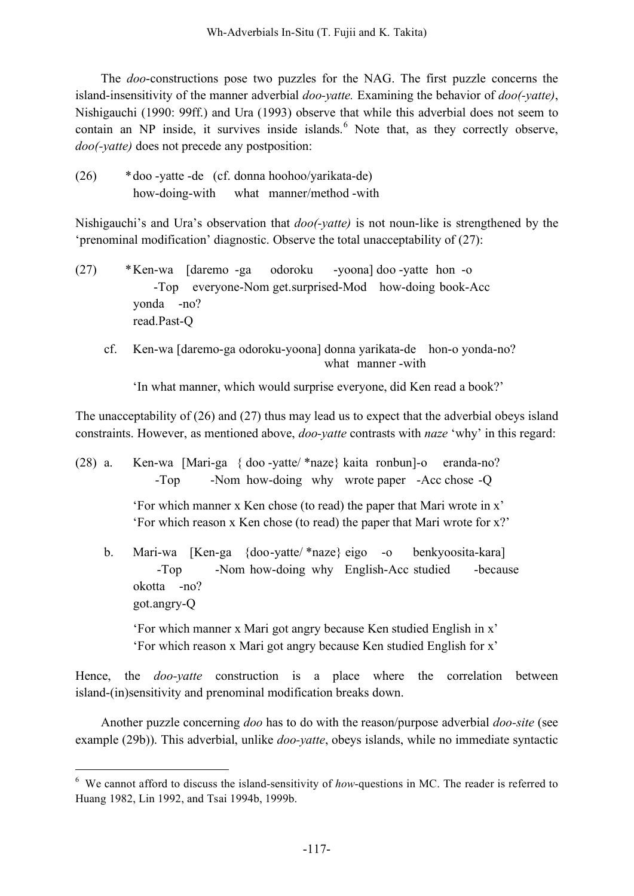The *doo*-constructions pose two puzzles for the NAG. The first puzzle concerns the island-insensitivity of the manner adverbial *doo-yatte.* Examining the behavior of *doo(-yatte)*, Nishigauchi (1990: 99ff.) and Ura (1993) observe that while this adverbial does not seem to contain an NP inside, it survives inside islands.[6] Note that, as they correctly observe, *doo(-yatte)* does not precede any postposition:

(26) *doo -yatte -de (cf. donna hoohoo/yarikata-de)
    how-doing-with  what manner/method -with

Nishigauchi's and Ura's observation that *doo(-yatte)* is not noun-like is strengthened by the 'prenominal modification' diagnostic. Observe the total unacceptability of (27):

(27) *Ken-wa [daremo -ga odoroku -yoona] doo -yatte hon -o
    -Top everyone-Nom get.surprised-Mod how-doing book-Acc
    yonda -no?
    read.Past-Q

  cf. Ken-wa [daremo-ga odoroku-yoona] donna yarikata-de hon-o yonda-no?
    what manner -with

    'In what manner, which would surprise everyone, did Ken read a book?'

The unacceptability of (26) and (27) thus may lead us to expect that the adverbial obeys island constraints. However, as mentioned above, *doo-yatte* contrasts with *naze* 'why' in this regard:

(28) a. Ken-wa [Mari-ga { doo -yatte/ *naze} kaita ronbun]-o eranda-no?
    -Top -Nom how-doing why wrote paper -Acc chose -Q

    'For which manner x Ken chose (to read) the paper that Mari wrote in x'
    'For which reason x Ken chose (to read) the paper that Mari wrote for x?'

  b. Mari-wa [Ken-ga {doo-yatte/ *naze} eigo -o benkyoosita-kara]
    -Top -Nom how-doing why English-Acc studied -because
    okotta -no?
    got.angry-Q

    'For which manner x Mari got angry because Ken studied English in x'
    'For which reason x Mari got angry because Ken studied English for x'

Hence, the *doo-yatte* construction is a place where the correlation between island-(in)sensitivity and prenominal modification breaks down.

Another puzzle concerning *doo* has to do with the reason/purpose adverbial *doo-site* (see example (29b)). This adverbial, unlike *doo-yatte*, obeys islands, while no immediate syntactic

---

[6] We cannot afford to discuss the island-sensitivity of *how*-questions in MC. The reader is referred to Huang 1982, Lin 1992, and Tsai 1994b, 1999b.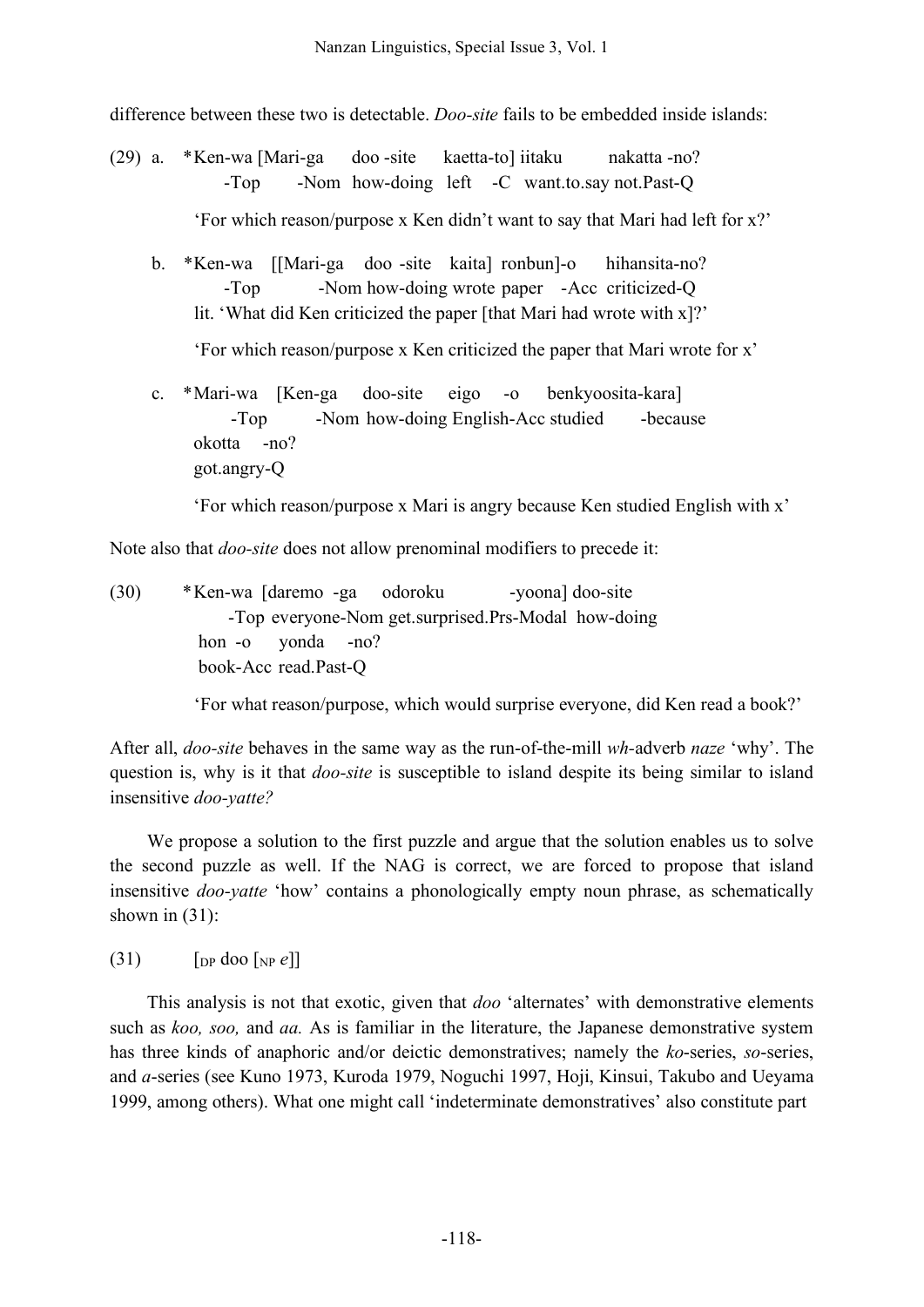difference between these two is detectable. *Doo-site* fails to be embedded inside islands:

(29) a. \*Ken-wa [Mari-ga doo -site kaetta-to] iitaku nakatta -no?
  -Top -Nom how-doing left -C want.to.say not.Past-Q

  'For which reason/purpose x Ken didn't want to say that Mari had left for x?'

b. \*Ken-wa [[Mari-ga doo -site kaita] ronbun]-o hihansita-no?
  -Top -Nom how-doing wrote paper -Acc criticized-Q
  lit. 'What did Ken criticized the paper [that Mari had wrote with x]?'

  'For which reason/purpose x Ken criticized the paper that Mari wrote for x'

c. \*Mari-wa [Ken-ga doo-site eigo -o benkyoosita-kara]
  -Top -Nom how-doing English-Acc studied -because
  okotta -no?
  got.angry-Q

  'For which reason/purpose x Mari is angry because Ken studied English with x'

Note also that *doo-site* does not allow prenominal modifiers to precede it:

(30) \*Ken-wa [daremo -ga odoroku -yoona] doo-site
  -Top everyone-Nom get.surprised.Prs-Modal how-doing
  hon -o yonda -no?
  book-Acc read.Past-Q

  'For what reason/purpose, which would surprise everyone, did Ken read a book?'

After all, *doo-site* behaves in the same way as the run-of-the-mill *wh*-adverb *naze* 'why'. The question is, why is it that *doo-site* is susceptible to island despite its being similar to island insensitive *doo-yatte?*

We propose a solution to the first puzzle and argue that the solution enables us to solve the second puzzle as well. If the NAG is correct, we are forced to propose that island insensitive *doo-yatte* 'how' contains a phonologically empty noun phrase, as schematically shown in (31):

(31) $[_{\mathrm{DP}}$ doo $[_{\mathrm{NP}}$ *e*$]]$

This analysis is not that exotic, given that *doo* 'alternates' with demonstrative elements such as *koo, soo,* and *aa.* As is familiar in the literature, the Japanese demonstrative system has three kinds of anaphoric and/or deictic demonstratives; namely the *ko*-series, *so*-series, and *a*-series (see Kuno 1973, Kuroda 1979, Noguchi 1997, Hoji, Kinsui, Takubo and Ueyama 1999, among others). What one might call 'indeterminate demonstratives' also constitute part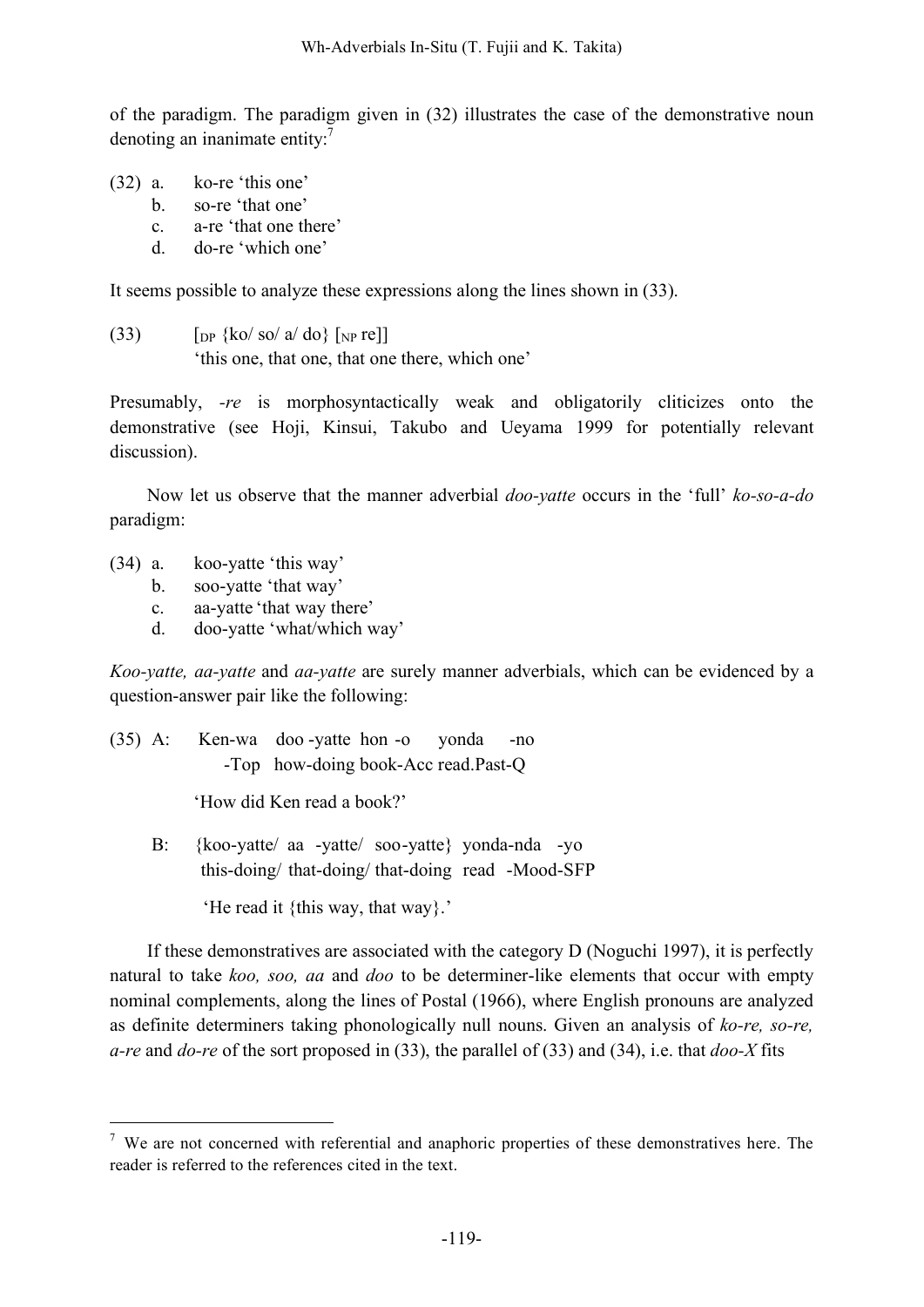of the paradigm. The paradigm given in (32) illustrates the case of the demonstrative noun denoting an inanimate entity:[7]

(32) a. ko-re 'this one'
  b. so-re 'that one'
  c. a-re 'that one there'
  d. do-re 'which one'

It seems possible to analyze these expressions along the lines shown in (33).

(33) $[_{DP}$ {ko/ so/ a/ do} $[_{NP}$ re]]
  'this one, that one, that one there, which one'

Presumably, *-re* is morphosyntactically weak and obligatorily cliticizes onto the demonstrative (see Hoji, Kinsui, Takubo and Ueyama 1999 for potentially relevant discussion).

Now let us observe that the manner adverbial *doo-yatte* occurs in the 'full' *ko-so-a-do* paradigm:

(34) a. koo-yatte 'this way'
  b. soo-yatte 'that way'
  c. aa-yatte 'that way there'
  d. doo-yatte 'what/which way'

*Koo-yatte, aa-yatte* and *aa-yatte* are surely manner adverbials, which can be evidenced by a question-answer pair like the following:

(35) A: Ken-wa doo -yatte hon -o yonda -no
   -Top how-doing book-Acc read.Past-Q
  'How did Ken read a book?'

  B: {koo-yatte/ aa -yatte/ soo-yatte} yonda-nda -yo
   this-doing/ that-doing/ that-doing read -Mood-SFP
  'He read it {this way, that way}.'

If these demonstratives are associated with the category D (Noguchi 1997), it is perfectly natural to take *koo, soo, aa* and *doo* to be determiner-like elements that occur with empty nominal complements, along the lines of Postal (1966), where English pronouns are analyzed as definite determiners taking phonologically null nouns. Given an analysis of *ko-re, so-re, a-re* and *do-re* of the sort proposed in (33), the parallel of (33) and (34), i.e. that *doo-X* fits

---

[7] We are not concerned with referential and anaphoric properties of these demonstratives here. The reader is referred to the references cited in the text.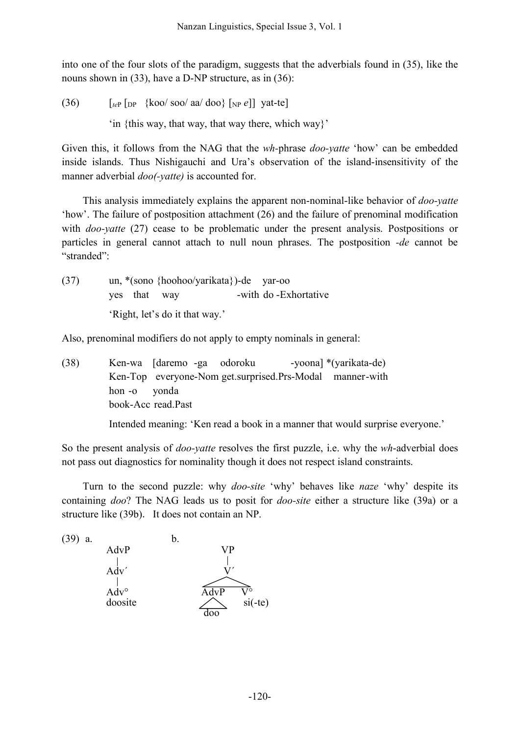into one of the four slots of the paradigm, suggests that the adverbials found in (35), like the nouns shown in (33), have a D-NP structure, as in (36):

(36) [$_{teP}$ [$_{DP}$ {koo/ soo/ aa/ doo} [$_{NP}$ *e*]] yat-te]

'in {this way, that way, that way there, which way}'

Given this, it follows from the NAG that the *wh*-phrase *doo-yatte* 'how' can be embedded inside islands. Thus Nishigauchi and Ura's observation of the island-insensitivity of the manner adverbial *doo(-yatte)* is accounted for.

This analysis immediately explains the apparent non-nominal-like behavior of *doo-yatte* 'how'. The failure of postposition attachment (26) and the failure of prenominal modification with *doo-yatte* (27) cease to be problematic under the present analysis. Postpositions or particles in general cannot attach to null noun phrases. The postposition *-de* cannot be "stranded":

(37) un, *(sono {hoohoo/yarikata})-de yar-oo
yes that way -with do -Exhortative

'Right, let's do it that way.'

Also, prenominal modifiers do not apply to empty nominals in general:

(38) Ken-wa [daremo -ga odoroku -yoona] *(yarikata-de)
Ken-Top everyone-Nom get.surprised.Prs-Modal manner-with
hon -o yonda
book-Acc read.Past

Intended meaning: 'Ken read a book in a manner that would surprise everyone.'

So the present analysis of *doo-yatte* resolves the first puzzle, i.e. why the *wh*-adverbial does not pass out diagnostics for nominality though it does not respect island constraints.

Turn to the second puzzle: why *doo-site* 'why' behaves like *naze* 'why' despite its containing *doo*? The NAG leads us to posit for *doo-site* either a structure like (39a) or a structure like (39b). It does not contain an NP.

(39) a. [$_{AdvP}$ [$_{Adv'}$ [$_{Adv°}$ doosite]]]

b. [$_{VP}$ [$_{V'}$ [$_{AdvP}$ doo] [$_{V°}$ si(-te)]]]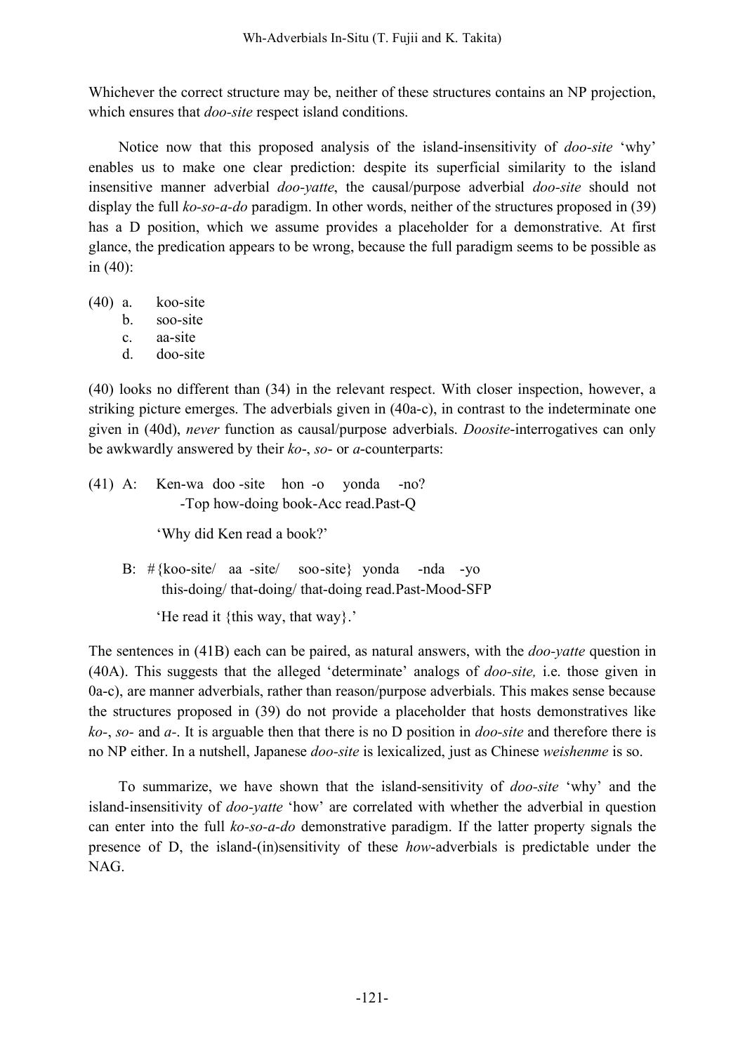Whichever the correct structure may be, neither of these structures contains an NP projection, which ensures that *doo-site* respect island conditions.

Notice now that this proposed analysis of the island-insensitivity of *doo-site* 'why' enables us to make one clear prediction: despite its superficial similarity to the island insensitive manner adverbial *doo-yatte*, the causal/purpose adverbial *doo-site* should not display the full *ko-so-a-do* paradigm. In other words, neither of the structures proposed in (39) has a D position, which we assume provides a placeholder for a demonstrative. At first glance, the predication appears to be wrong, because the full paradigm seems to be possible as in (40):

(40) a. koo-site
 b. soo-site
 c. aa-site
 d. doo-site

(40) looks no different than (34) in the relevant respect. With closer inspection, however, a striking picture emerges. The adverbials given in (40a-c), in contrast to the indeterminate one given in (40d), *never* function as causal/purpose adverbials. *Doosite*-interrogatives can only be awkwardly answered by their *ko*-, *so*- or *a*-counterparts:

(41) A: Ken-wa doo -site hon -o yonda -no?
 -Top how-doing book-Acc read.Past-Q

 'Why did Ken read a book?'

 B: #{koo-site/ aa -site/ soo-site} yonda -nda -yo
 this-doing/ that-doing/ that-doing read.Past-Mood-SFP

 'He read it {this way, that way}.'

The sentences in (41B) each can be paired, as natural answers, with the *doo-yatte* question in (40A). This suggests that the alleged 'determinate' analogs of *doo-site,* i.e. those given in 0a-c), are manner adverbials, rather than reason/purpose adverbials. This makes sense because the structures proposed in (39) do not provide a placeholder that hosts demonstratives like *ko*-, *so*- and *a*-. It is arguable then that there is no D position in *doo-site* and therefore there is no NP either. In a nutshell, Japanese *doo-site* is lexicalized, just as Chinese *weishenme* is so.

To summarize, we have shown that the island-sensitivity of *doo-site* 'why' and the island-insensitivity of *doo-yatte* 'how' are correlated with whether the adverbial in question can enter into the full *ko-so-a-do* demonstrative paradigm. If the latter property signals the presence of D, the island-(in)sensitivity of these *how*-adverbials is predictable under the NAG.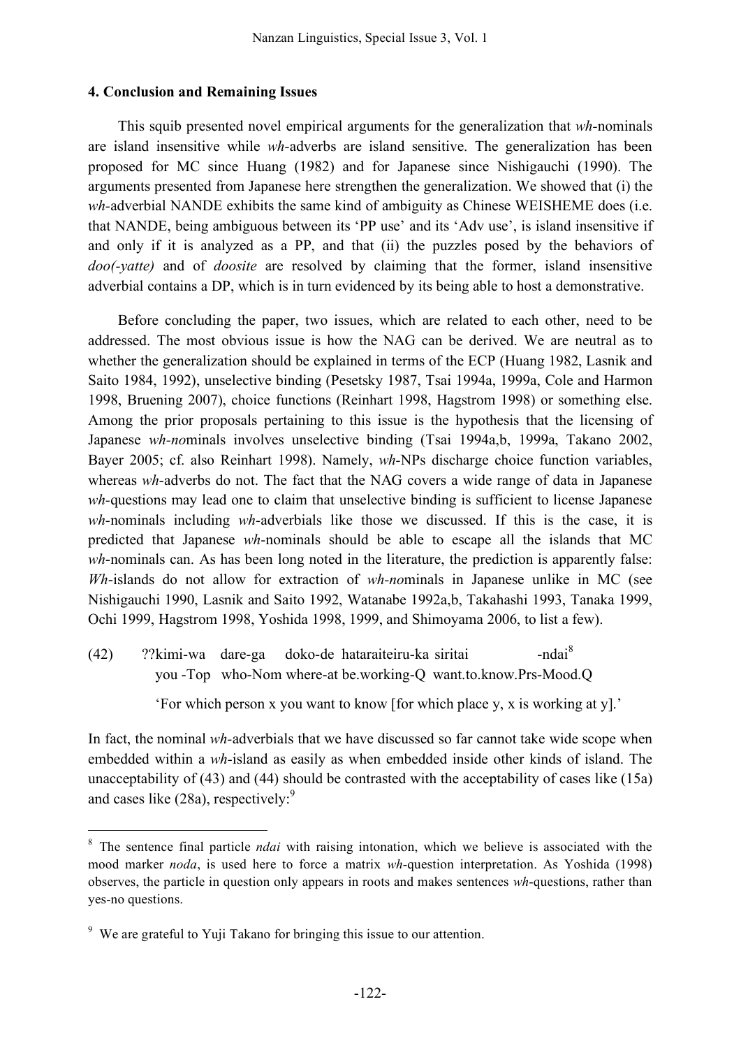### 4. Conclusion and Remaining Issues

This squib presented novel empirical arguments for the generalization that *wh*-nominals are island insensitive while *wh*-adverbs are island sensitive. The generalization has been proposed for MC since Huang (1982) and for Japanese since Nishigauchi (1990). The arguments presented from Japanese here strengthen the generalization. We showed that (i) the *wh*-adverbial NANDE exhibits the same kind of ambiguity as Chinese WEISHEME does (i.e. that NANDE, being ambiguous between its 'PP use' and its 'Adv use', is island insensitive if and only if it is analyzed as a PP, and that (ii) the puzzles posed by the behaviors of *doo(-yatte)* and of *doosite* are resolved by claiming that the former, island insensitive adverbial contains a DP, which is in turn evidenced by its being able to host a demonstrative.

Before concluding the paper, two issues, which are related to each other, need to be addressed. The most obvious issue is how the NAG can be derived. We are neutral as to whether the generalization should be explained in terms of the ECP (Huang 1982, Lasnik and Saito 1984, 1992), unselective binding (Pesetsky 1987, Tsai 1994a, 1999a, Cole and Harmon 1998, Bruening 2007), choice functions (Reinhart 1998, Hagstrom 1998) or something else. Among the prior proposals pertaining to this issue is the hypothesis that the licensing of Japanese *wh-no*minals involves unselective binding (Tsai 1994a,b, 1999a, Takano 2002, Bayer 2005; cf. also Reinhart 1998). Namely, *wh*-NPs discharge choice function variables, whereas *wh*-adverbs do not. The fact that the NAG covers a wide range of data in Japanese *wh*-questions may lead one to claim that unselective binding is sufficient to license Japanese *wh*-nominals including *wh*-adverbials like those we discussed. If this is the case, it is predicted that Japanese *wh*-nominals should be able to escape all the islands that MC *wh*-nominals can. As has been long noted in the literature, the prediction is apparently false: *Wh*-islands do not allow for extraction of *wh-no*minals in Japanese unlike in MC (see Nishigauchi 1990, Lasnik and Saito 1992, Watanabe 1992a,b, Takahashi 1993, Tanaka 1999, Ochi 1999, Hagstrom 1998, Yoshida 1998, 1999, and Shimoyama 2006, to list a few).

(42) ??kimi-wa dare-ga doko-de hataraiteiru-ka siritai -ndai[8]
you -Top who-Nom where-at be.working-Q want.to.know.Prs-Mood.Q

'For which person x you want to know [for which place y, x is working at y].'

In fact, the nominal *wh*-adverbials that we have discussed so far cannot take wide scope when embedded within a *wh*-island as easily as when embedded inside other kinds of island. The unacceptability of (43) and (44) should be contrasted with the acceptability of cases like (15a) and cases like (28a), respectively:[9]

---

[8] The sentence final particle *ndai* with raising intonation, which we believe is associated with the mood marker *noda*, is used here to force a matrix *wh*-question interpretation. As Yoshida (1998) observes, the particle in question only appears in roots and makes sentences *wh*-questions, rather than yes-no questions.

[9] We are grateful to Yuji Takano for bringing this issue to our attention.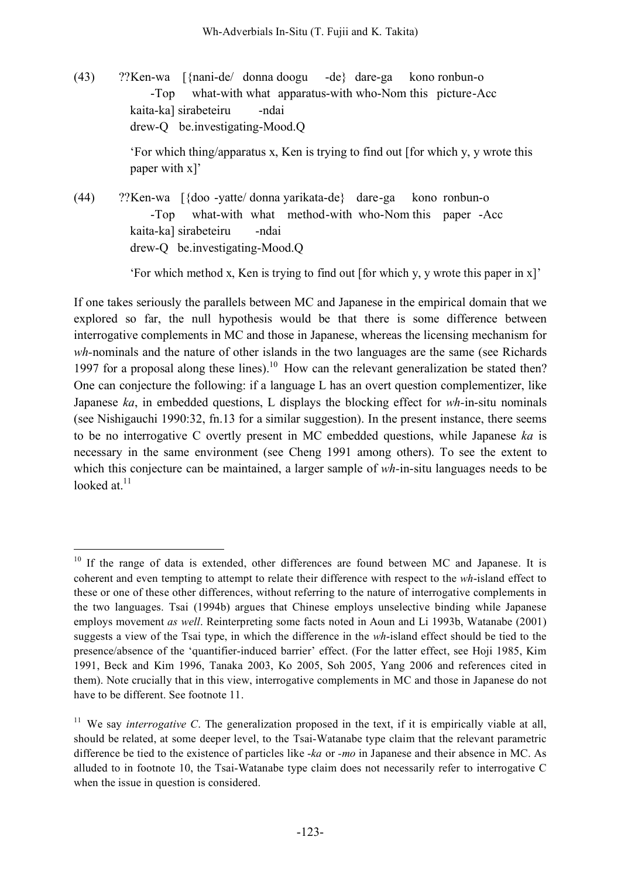(43) ??Ken-wa [{nani-de/ donna doogu -de} dare-ga kono ronbun-o
    -Top what-with what apparatus-with who-Nom this picture-Acc
    kaita-ka] sirabeteiru -ndai
    drew-Q be.investigating-Mood.Q

    'For which thing/apparatus x, Ken is trying to find out [for which y, y wrote this paper with x]'

(44) ??Ken-wa [{doo -yatte/ donna yarikata-de} dare-ga kono ronbun-o
    -Top what-with what method-with who-Nom this paper -Acc
    kaita-ka] sirabeteiru -ndai
    drew-Q be.investigating-Mood.Q

    'For which method x, Ken is trying to find out [for which y, y wrote this paper in x]'

If one takes seriously the parallels between MC and Japanese in the empirical domain that we explored so far, the null hypothesis would be that there is some difference between interrogative complements in MC and those in Japanese, whereas the licensing mechanism for *wh*-nominals and the nature of other islands in the two languages are the same (see Richards 1997 for a proposal along these lines).[10] How can the relevant generalization be stated then? One can conjecture the following: if a language L has an overt question complementizer, like Japanese *ka*, in embedded questions, L displays the blocking effect for *wh*-in-situ nominals (see Nishigauchi 1990:32, fn.13 for a similar suggestion). In the present instance, there seems to be no interrogative C overtly present in MC embedded questions, while Japanese *ka* is necessary in the same environment (see Cheng 1991 among others). To see the extent to which this conjecture can be maintained, a larger sample of *wh*-in-situ languages needs to be looked at.[11]

---

[10] If the range of data is extended, other differences are found between MC and Japanese. It is coherent and even tempting to attempt to relate their difference with respect to the *wh*-island effect to these or one of these other differences, without referring to the nature of interrogative complements in the two languages. Tsai (1994b) argues that Chinese employs unselective binding while Japanese employs movement *as well*. Reinterpreting some facts noted in Aoun and Li 1993b, Watanabe (2001) suggests a view of the Tsai type, in which the difference in the *wh*-island effect should be tied to the presence/absence of the 'quantifier-induced barrier' effect. (For the latter effect, see Hoji 1985, Kim 1991, Beck and Kim 1996, Tanaka 2003, Ko 2005, Soh 2005, Yang 2006 and references cited in them). Note crucially that in this view, interrogative complements in MC and those in Japanese do not have to be different. See footnote 11.

[11] We say *interrogative C*. The generalization proposed in the text, if it is empirically viable at all, should be related, at some deeper level, to the Tsai-Watanabe type claim that the relevant parametric difference be tied to the existence of particles like *-ka* or *-mo* in Japanese and their absence in MC. As alluded to in footnote 10, the Tsai-Watanabe type claim does not necessarily refer to interrogative C when the issue in question is considered.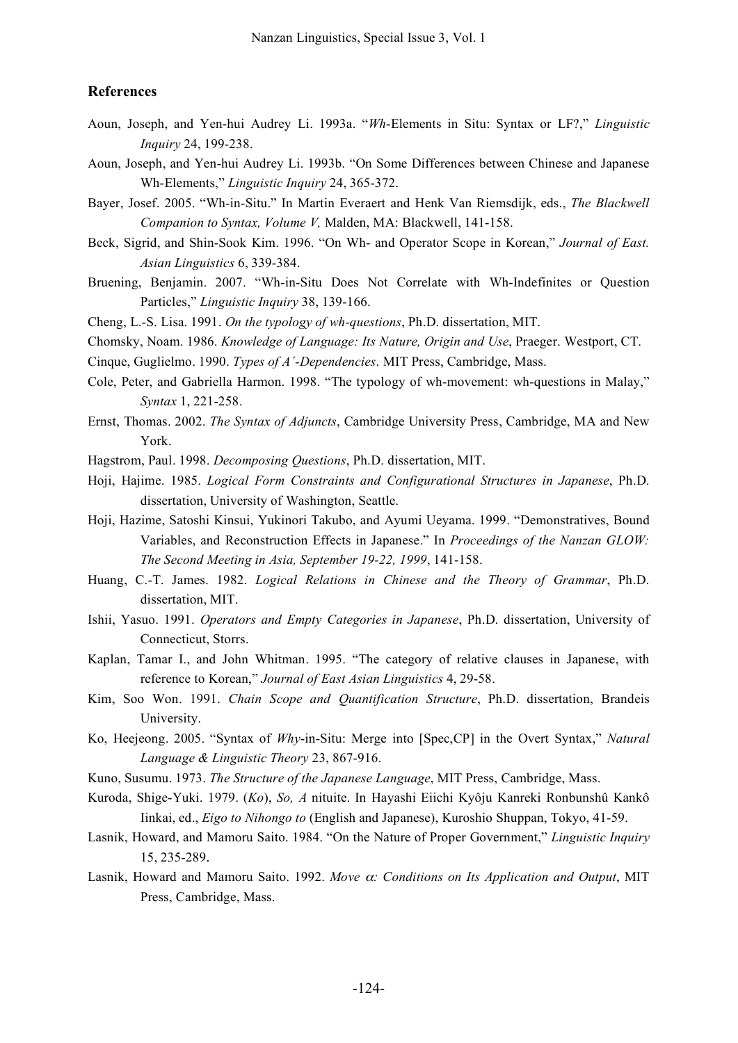## References

Aoun, Joseph, and Yen-hui Audrey Li. 1993a. "*Wh*-Elements in Situ: Syntax or LF?," *Linguistic Inquiry* 24, 199-238.

Aoun, Joseph, and Yen-hui Audrey Li. 1993b. "On Some Differences between Chinese and Japanese Wh-Elements," *Linguistic Inquiry* 24, 365-372.

Bayer, Josef. 2005. "Wh-in-Situ." In Martin Everaert and Henk Van Riemsdijk, eds., *The Blackwell Companion to Syntax, Volume V,* Malden, MA: Blackwell, 141-158.

Beck, Sigrid, and Shin-Sook Kim. 1996. "On Wh- and Operator Scope in Korean," *Journal of East. Asian Linguistics* 6, 339-384.

Bruening, Benjamin. 2007. "Wh-in-Situ Does Not Correlate with Wh-Indefinites or Question Particles," *Linguistic Inquiry* 38, 139-166.

Cheng, L.-S. Lisa. 1991. *On the typology of wh-questions*, Ph.D. dissertation, MIT.

Chomsky, Noam. 1986. *Knowledge of Language: Its Nature, Origin and Use*, Praeger. Westport, CT.

Cinque, Guglielmo. 1990. *Types of A´-Dependencies*. MIT Press, Cambridge, Mass.

Cole, Peter, and Gabriella Harmon. 1998. "The typology of wh-movement: wh-questions in Malay," *Syntax* 1, 221-258.

Ernst, Thomas. 2002. *The Syntax of Adjuncts*, Cambridge University Press, Cambridge, MA and New York.

Hagstrom, Paul. 1998. *Decomposing Questions*, Ph.D. dissertation, MIT.

Hoji, Hajime. 1985. *Logical Form Constraints and Configurational Structures in Japanese*, Ph.D. dissertation, University of Washington, Seattle.

Hoji, Hazime, Satoshi Kinsui, Yukinori Takubo, and Ayumi Ueyama. 1999. "Demonstratives, Bound Variables, and Reconstruction Effects in Japanese." In *Proceedings of the Nanzan GLOW: The Second Meeting in Asia, September 19-22, 1999*, 141-158.

Huang, C.-T. James. 1982. *Logical Relations in Chinese and the Theory of Grammar*, Ph.D. dissertation, MIT.

Ishii, Yasuo. 1991. *Operators and Empty Categories in Japanese*, Ph.D. dissertation, University of Connecticut, Storrs.

Kaplan, Tamar I., and John Whitman. 1995. "The category of relative clauses in Japanese, with reference to Korean," *Journal of East Asian Linguistics* 4, 29-58.

Kim, Soo Won. 1991. *Chain Scope and Quantification Structure*, Ph.D. dissertation, Brandeis University.

Ko, Heejeong. 2005. "Syntax of *Why*-in-Situ: Merge into [Spec,CP] in the Overt Syntax," *Natural Language & Linguistic Theory* 23, 867-916.

Kuno, Susumu. 1973. *The Structure of the Japanese Language*, MIT Press, Cambridge, Mass.

Kuroda, Shige-Yuki. 1979. (*Ko*), *So, A* nituite. In Hayashi Eiichi Kyôju Kanreki Ronbunshû Kankô Iinkai, ed., *Eigo to Nihongo to* (English and Japanese), Kuroshio Shuppan, Tokyo, 41-59.

Lasnik, Howard, and Mamoru Saito. 1984. "On the Nature of Proper Government," *Linguistic Inquiry* 15, 235-289.

Lasnik, Howard and Mamoru Saito. 1992. *Move α: Conditions on Its Application and Output*, MIT Press, Cambridge, Mass.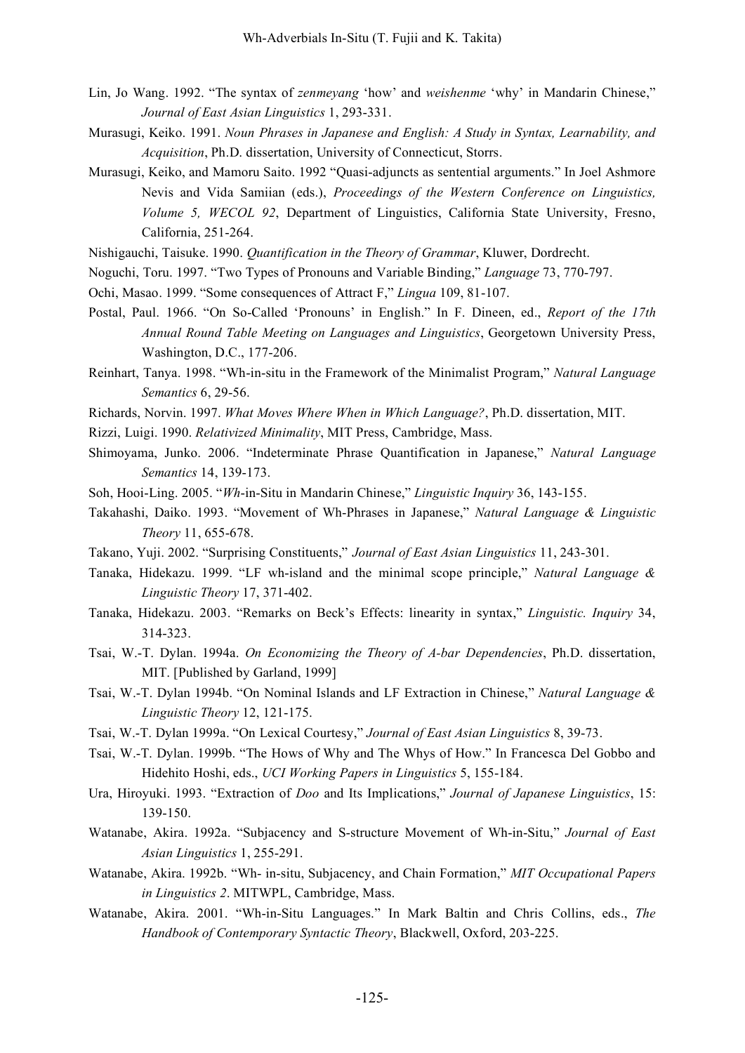Lin, Jo Wang. 1992. "The syntax of *zenmeyang* 'how' and *weishenme* 'why' in Mandarin Chinese," *Journal of East Asian Linguistics* 1, 293-331.

Murasugi, Keiko. 1991. *Noun Phrases in Japanese and English: A Study in Syntax, Learnability, and Acquisition*, Ph.D. dissertation, University of Connecticut, Storrs.

Murasugi, Keiko, and Mamoru Saito. 1992 "Quasi-adjuncts as sentential arguments." In Joel Ashmore Nevis and Vida Samiian (eds.), *Proceedings of the Western Conference on Linguistics, Volume 5, WECOL 92*, Department of Linguistics, California State University, Fresno, California, 251-264.

Nishigauchi, Taisuke. 1990. *Quantification in the Theory of Grammar*, Kluwer, Dordrecht.

Noguchi, Toru. 1997. "Two Types of Pronouns and Variable Binding," *Language* 73, 770-797.

Ochi, Masao. 1999. "Some consequences of Attract F," *Lingua* 109, 81-107.

Postal, Paul. 1966. "On So-Called 'Pronouns' in English." In F. Dineen, ed., *Report of the 17th Annual Round Table Meeting on Languages and Linguistics*, Georgetown University Press, Washington, D.C., 177-206.

Reinhart, Tanya. 1998. "Wh-in-situ in the Framework of the Minimalist Program," *Natural Language Semantics* 6, 29-56.

Richards, Norvin. 1997. *What Moves Where When in Which Language?*, Ph.D. dissertation, MIT.

Rizzi, Luigi. 1990. *Relativized Minimality*, MIT Press, Cambridge, Mass.

Shimoyama, Junko. 2006. "Indeterminate Phrase Quantification in Japanese," *Natural Language Semantics* 14, 139-173.

Soh, Hooi-Ling. 2005. "*Wh*-in-Situ in Mandarin Chinese," *Linguistic Inquiry* 36, 143-155.

Takahashi, Daiko. 1993. "Movement of Wh-Phrases in Japanese," *Natural Language & Linguistic Theory* 11, 655-678.

Takano, Yuji. 2002. "Surprising Constituents," *Journal of East Asian Linguistics* 11, 243-301.

Tanaka, Hidekazu. 1999. "LF wh-island and the minimal scope principle," *Natural Language & Linguistic Theory* 17, 371-402.

Tanaka, Hidekazu. 2003. "Remarks on Beck's Effects: linearity in syntax," *Linguistic. Inquiry* 34, 314-323.

Tsai, W.-T. Dylan. 1994a. *On Economizing the Theory of A-bar Dependencies*, Ph.D. dissertation, MIT. [Published by Garland, 1999]

Tsai, W.-T. Dylan 1994b. "On Nominal Islands and LF Extraction in Chinese," *Natural Language & Linguistic Theory* 12, 121-175.

Tsai, W.-T. Dylan 1999a. "On Lexical Courtesy," *Journal of East Asian Linguistics* 8, 39-73.

Tsai, W.-T. Dylan. 1999b. "The Hows of Why and The Whys of How." In Francesca Del Gobbo and Hidehito Hoshi, eds., *UCI Working Papers in Linguistics* 5, 155-184.

Ura, Hiroyuki. 1993. "Extraction of *Doo* and Its Implications," *Journal of Japanese Linguistics*, 15: 139-150.

Watanabe, Akira. 1992a. "Subjacency and S-structure Movement of Wh-in-Situ," *Journal of East Asian Linguistics* 1, 255-291.

Watanabe, Akira. 1992b. "Wh- in-situ, Subjacency, and Chain Formation," *MIT Occupational Papers in Linguistics 2*. MITWPL, Cambridge, Mass.

Watanabe, Akira. 2001. "Wh-in-Situ Languages." In Mark Baltin and Chris Collins, eds., *The Handbook of Contemporary Syntactic Theory*, Blackwell, Oxford, 203-225.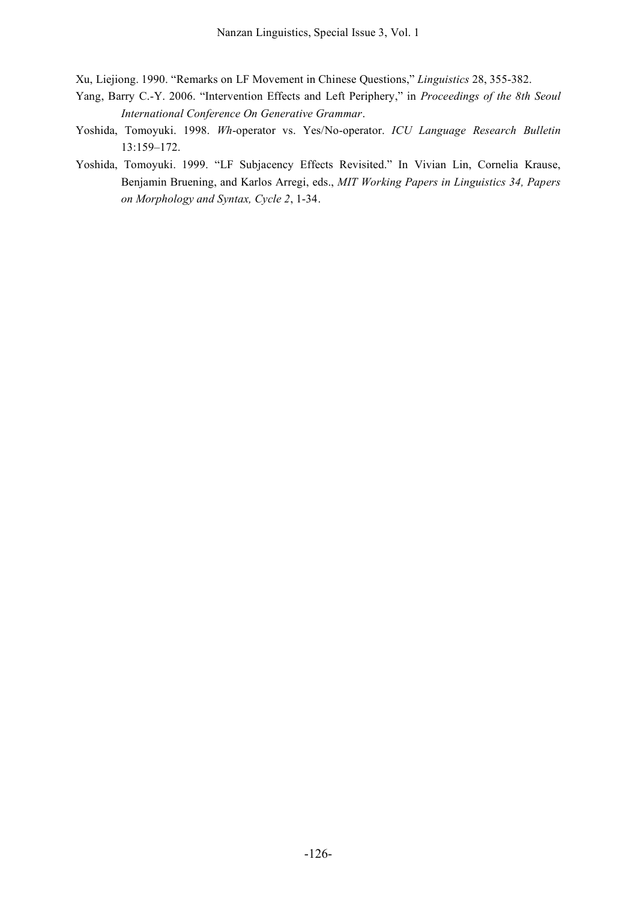Xu, Liejiong. 1990. "Remarks on LF Movement in Chinese Questions," *Linguistics* 28, 355-382.

Yang, Barry C.-Y. 2006. "Intervention Effects and Left Periphery," in *Proceedings of the 8th Seoul International Conference On Generative Grammar*.

Yoshida, Tomoyuki. 1998. *Wh*-operator vs. Yes/No-operator. *ICU Language Research Bulletin* 13:159–172.

Yoshida, Tomoyuki. 1999. "LF Subjacency Effects Revisited." In Vivian Lin, Cornelia Krause, Benjamin Bruening, and Karlos Arregi, eds., *MIT Working Papers in Linguistics 34, Papers on Morphology and Syntax, Cycle 2*, 1-34.